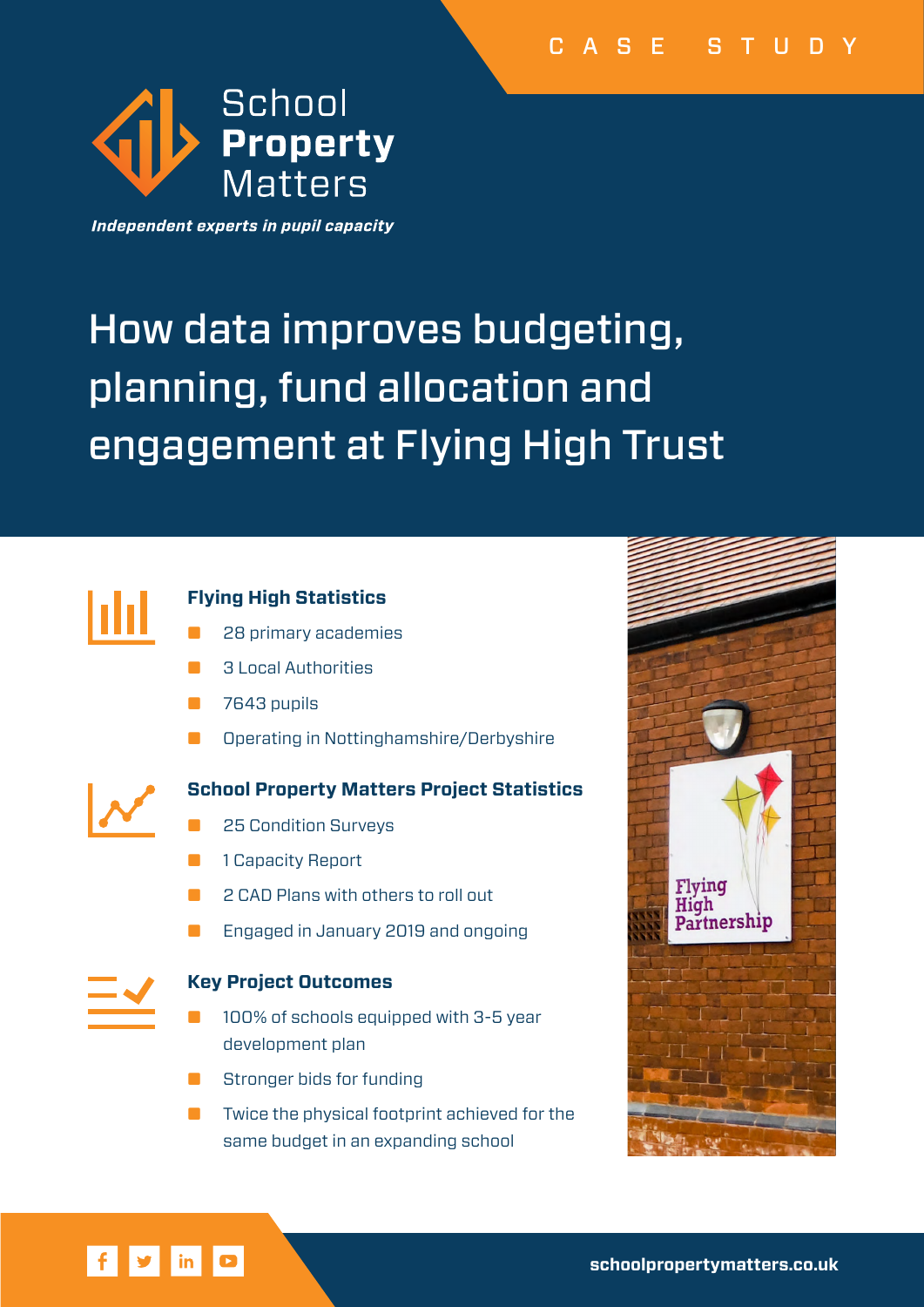CASE STUDY

School **Property** Matters

*Independent experts in pupil capacity*

# How data improves budgeting, planning, fund allocation and engagement at Flying High Trust

### Flying High Statistics

- 28 primary academies
- 3 Local Authorities
- 7643 pupils
- Operating in Nottinghamshire/Derbyshire

### School Property Matters Project Statistics

- 25 Condition Surveys
- 1 Capacity Report
- 2 CAD Plans with others to roll out
- Engaged in January 2019 and ongoing

### Key Project Outcomes

- 100% of schools equipped with 3-5 year development plan
- Stronger bids for funding
- Twice the physical footprint achieved for the same budget in an expanding school

Flying High Partnership

schoolpropertymatters.co.uk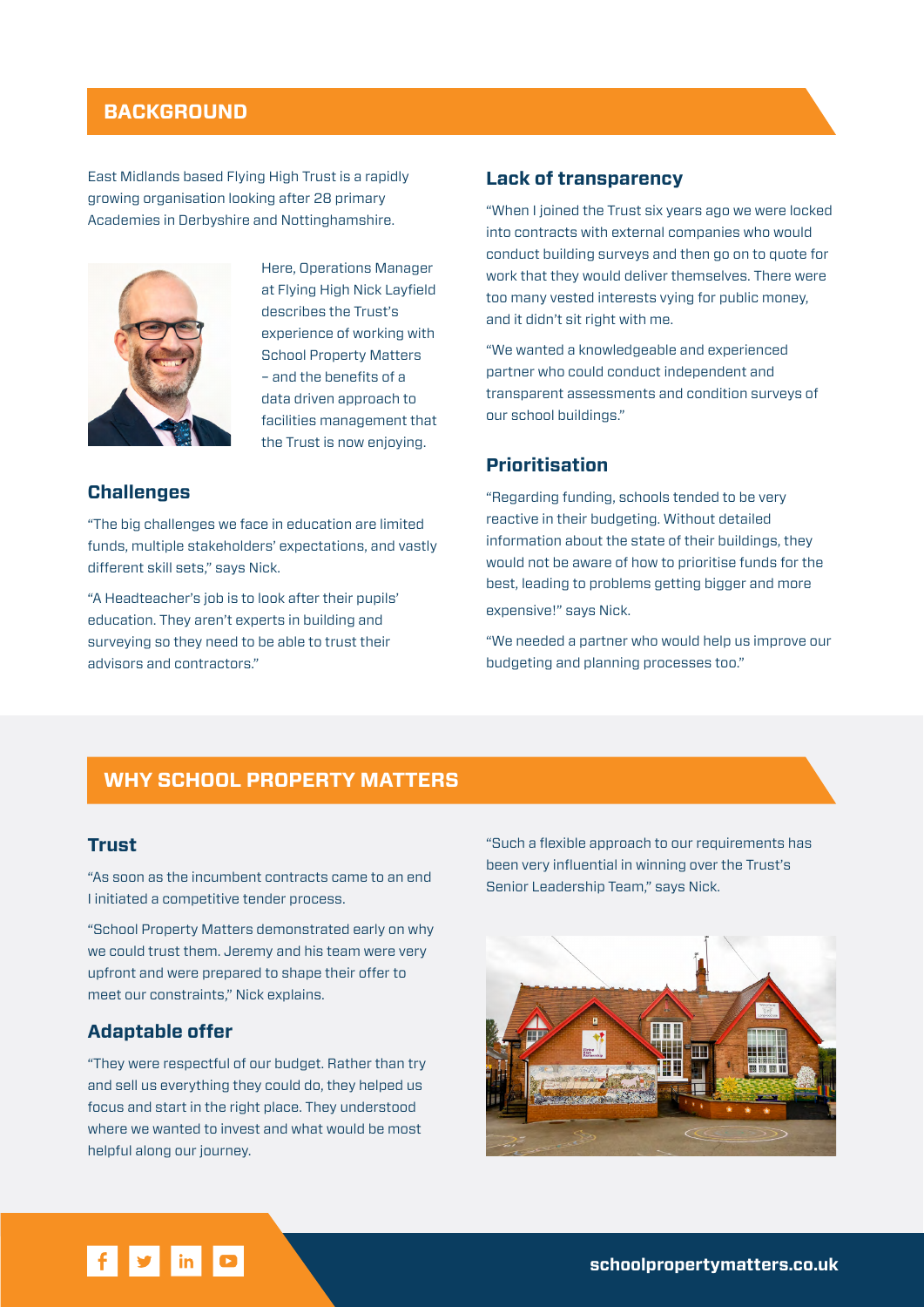## BACKGROUND

East Midlands based Flying High Trust is a rapidly growing organisation looking after 28 primary Academies in Derbyshire and Nottinghamshire.

Here, Operations Manager at Flying High Nick Layfield describes the Trust's experience of working with School Property Matters – and the benefits of a data driven approach to facilities management that the Trust is now enjoying.

### Challenges

"The big challenges we face in education are limited funds, multiple stakeholders' expectations, and vastly different skill sets," says Nick.

"A Headteacher's job is to look after their pupils' education. They aren't experts in building and surveying so they need to be able to trust their advisors and contractors."

### Lack of transparency

"When I joined the Trust six years ago we were locked into contracts with external companies who would conduct building surveys and then go on to quote for work that they would deliver themselves. There were too many vested interests vying for public money, and it didn't sit right with me.

"We wanted a knowledgeable and experienced partner who could conduct independent and transparent assessments and condition surveys of our school buildings."

### Prioritisation

"Regarding funding, schools tended to be very reactive in their budgeting. Without detailed information about the state of their buildings, they would not be aware of how to prioritise funds for the best, leading to problems getting bigger and more expensive!" says Nick.

"We needed a partner who would help us improve our budgeting and planning processes too."

## WHY SCHOOL PROPERTY MATTERS

### Trust

"As soon as the incumbent contracts came to an end I initiated a competitive tender process.

"School Property Matters demonstrated early on why we could trust them. Jeremy and his team were very upfront and were prepared to shape their offer to meet our constraints," Nick explains.

### Adaptable offer

"They were respectful of our budget. Rather than try and sell us everything they could do, they helped us focus and start in the right place. They understood where we wanted to invest and what would be most helpful along our journey.

"Such a flexible approach to our requirements has been very influential in winning over the Trust's Senior Leadership Team," says Nick.

schoolpropertymatters.co.uk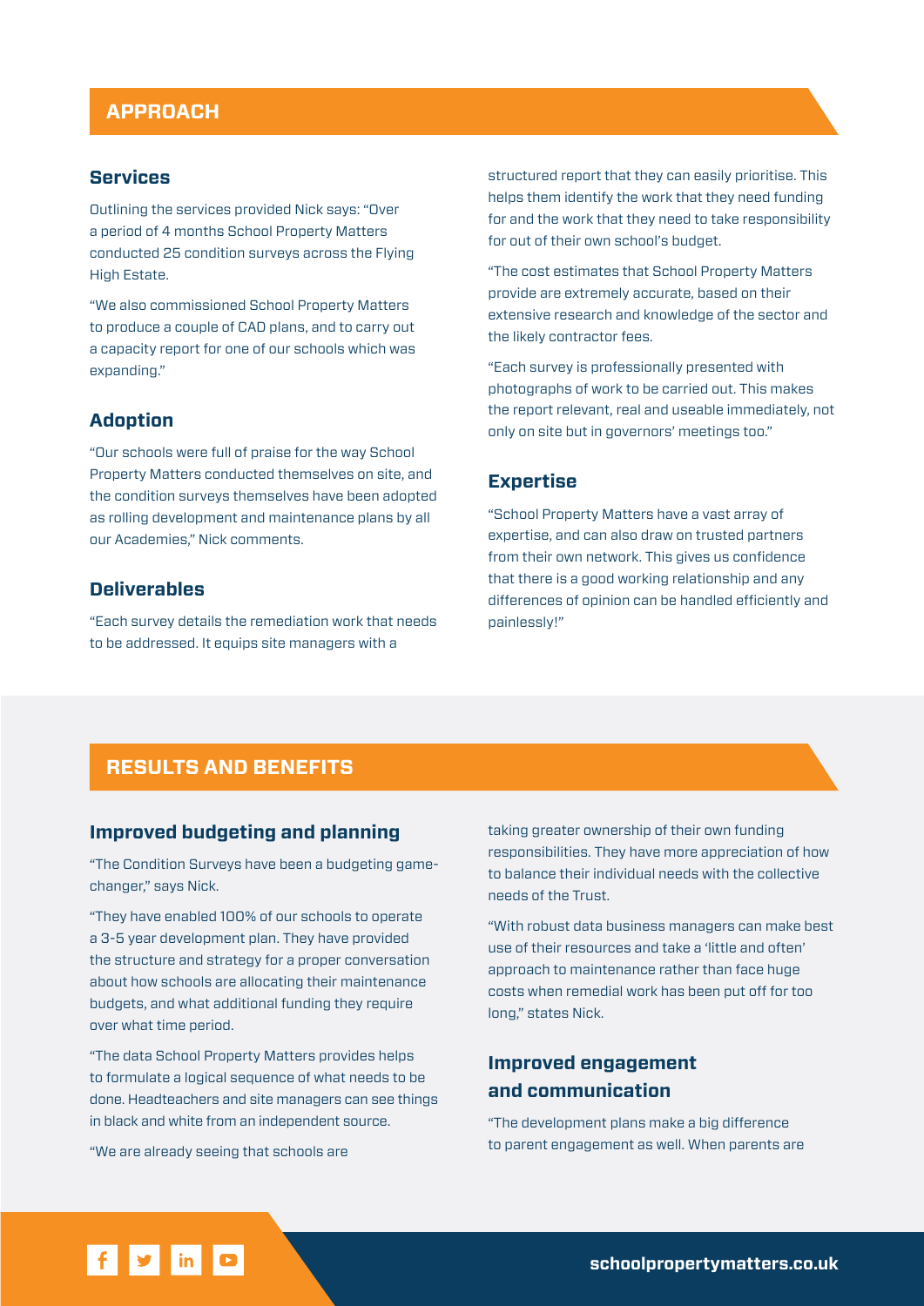## APPROACH

### Services

Outlining the services provided Nick says: "Over a period of 4 months School Property Matters conducted 25 condition surveys across the Flying High Estate.

"We also commissioned School Property Matters to produce a couple of CAD plans, and to carry out a capacity report for one of our schools which was expanding."

### Adoption

"Our schools were full of praise for the way School Property Matters conducted themselves on site, and the condition surveys themselves have been adopted as rolling development and maintenance plans by all our Academies," Nick comments.

### Deliverables

"Each survey details the remediation work that needs to be addressed. It equips site managers with a structured report that they can easily prioritise. This helps them identify the work that they need funding for and the work that they need to take responsibility for out of their own school's budget.

"The cost estimates that School Property Matters provide are extremely accurate, based on their extensive research and knowledge of the sector and the likely contractor fees.

"Each survey is professionally presented with photographs of work to be carried out. This makes the report relevant, real and useable immediately, not only on site but in governors' meetings too."

### Expertise

"School Property Matters have a vast array of expertise, and can also draw on trusted partners from their own network. This gives us confidence that there is a good working relationship and any differences of opinion can be handled efficiently and painlessly!"

## RESULTS AND BENEFITS

### Improved budgeting and planning

"The Condition Surveys have been a budgeting game-changer," says Nick.

"They have enabled 100% of our schools to operate a 3-5 year development plan. They have provided the structure and strategy for a proper conversation about how schools are allocating their maintenance budgets, and what additional funding they require over what time period.

"The data School Property Matters provides helps to formulate a logical sequence of what needs to be done. Headteachers and site managers can see things in black and white from an independent source.

"We are already seeing that schools are taking greater ownership of their own funding responsibilities. They have more appreciation of how to balance their individual needs with the collective needs of the Trust.

"With robust data business managers can make best use of their resources and take a 'little and often' approach to maintenance rather than face huge costs when remedial work has been put off for too long," states Nick.

### Improved engagement and communication

"The development plans make a big difference to parent engagement as well. When parents are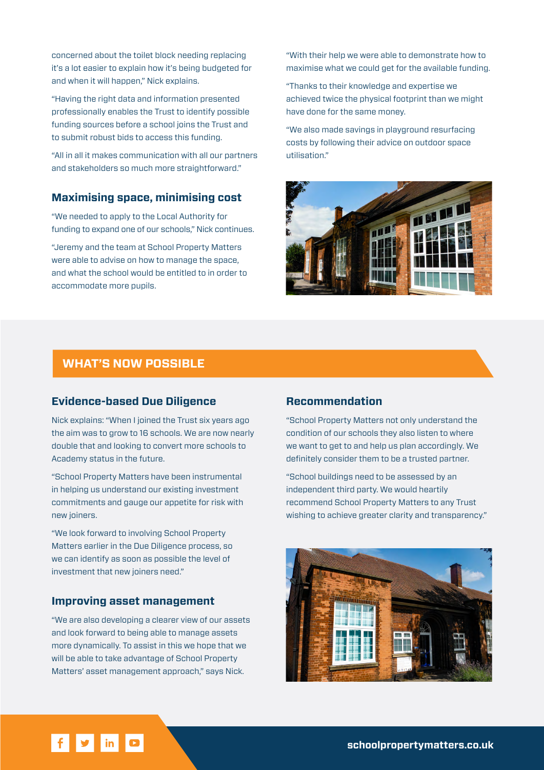concerned about the toilet block needing replacing it's a lot easier to explain how it's being budgeted for and when it will happen," Nick explains.

"Having the right data and information presented professionally enables the Trust to identify possible funding sources before a school joins the Trust and to submit robust bids to access this funding.

"All in all it makes communication with all our partners and stakeholders so much more straightforward."

### Maximising space, minimising cost

"We needed to apply to the Local Authority for funding to expand one of our schools," Nick continues.

"Jeremy and the team at School Property Matters were able to advise on how to manage the space, and what the school would be entitled to in order to accommodate more pupils.

"With their help we were able to demonstrate how to maximise what we could get for the available funding.

"Thanks to their knowledge and expertise we achieved twice the physical footprint than we might have done for the same money.

"We also made savings in playground resurfacing costs by following their advice on outdoor space utilisation."

## WHAT'S NOW POSSIBLE

### Evidence-based Due Diligence

Nick explains: "When I joined the Trust six years ago the aim was to grow to 16 schools. We are now nearly double that and looking to convert more schools to Academy status in the future.

"School Property Matters have been instrumental in helping us understand our existing investment commitments and gauge our appetite for risk with new joiners.

"We look forward to involving School Property Matters earlier in the Due Diligence process, so we can identify as soon as possible the level of investment that new joiners need."

### Improving asset management

"We are also developing a clearer view of our assets and look forward to being able to manage assets more dynamically. To assist in this we hope that we will be able to take advantage of School Property Matters' asset management approach," says Nick.

### Recommendation

"School Property Matters not only understand the condition of our schools they also listen to where we want to get to and help us plan accordingly. We definitely consider them to be a trusted partner.

"School buildings need to be assessed by an independent third party. We would heartily recommend School Property Matters to any Trust wishing to achieve greater clarity and transparency."

schoolpropertymatters.co.uk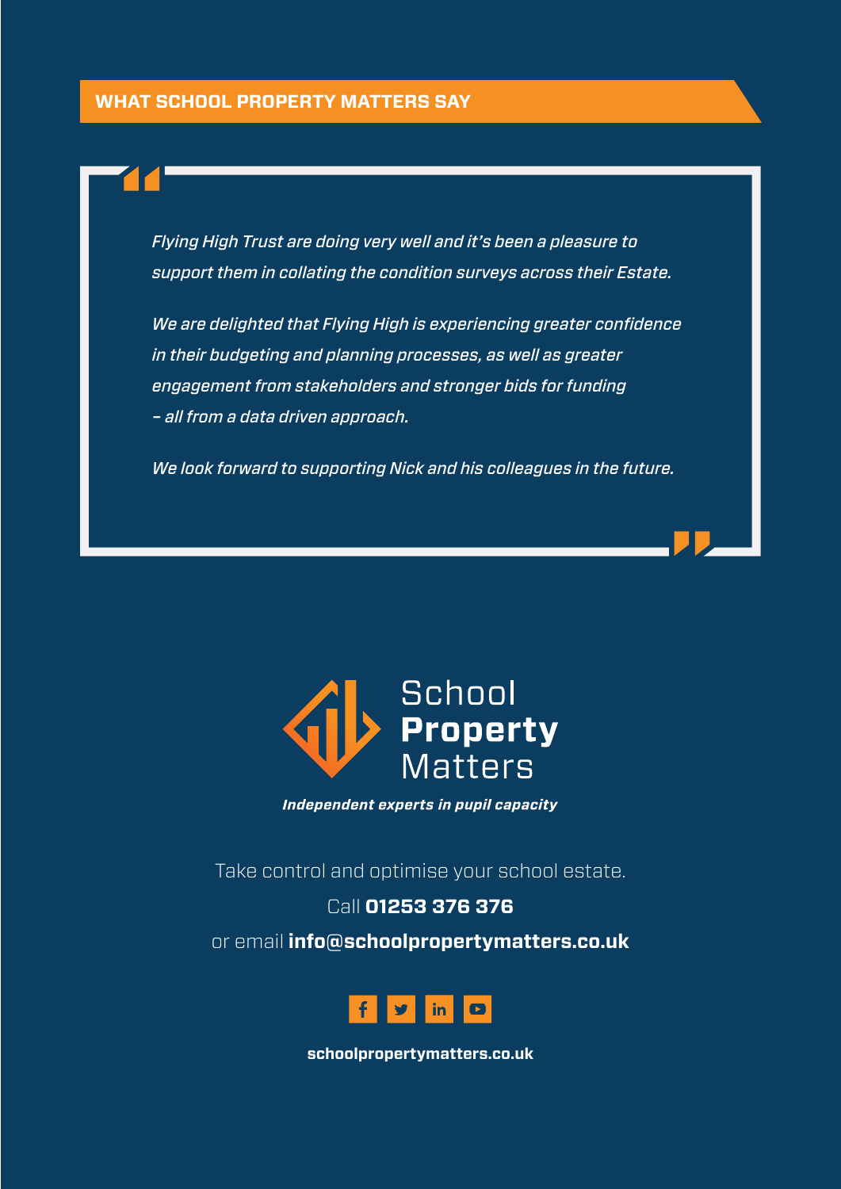## WHAT SCHOOL PROPERTY MATTERS SAY

*Flying High Trust are doing very well and it's been a pleasure to support them in collating the condition surveys across their Estate.*

*We are delighted that Flying High is experiencing greater confidence in their budgeting and planning processes, as well as greater engagement from stakeholders and stronger bids for funding – all from a data driven approach.*

*We look forward to supporting Nick and his colleagues in the future.*

School **Property** Matters

***Independent experts in pupil capacity***

Take control and optimise your school estate.

Call **01253 376 376**

or email **info@schoolpropertymatters.co.uk**

**schoolpropertymatters.co.uk**